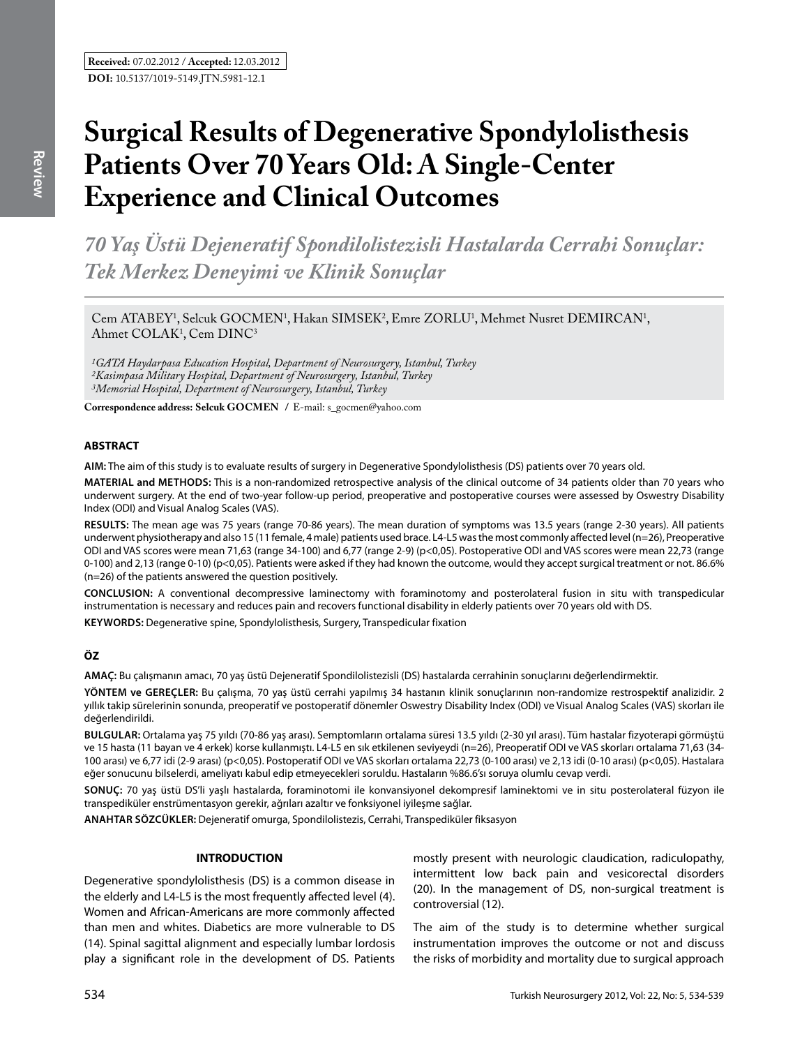**Received:** 07.02.2012 / **Accepted:** 12.03.2012

**DOI:** 10.5137/1019-5149.JTN.5981-12.1

# Surgical Results of Degenerative Spondylolisthesis Patients Over 70 Years Old: A Single-Center Experience and Clinical Outcomes

## *70 Yaş Üstü Dejeneratif Spondilolistezisli Hastalarda Cerrahi Sonuçlar: Tek Merkez Deneyimi ve Klinik Sonuçlar*

Cem ATABEY[1], Selcuk GOCMEN[1], Hakan SIMSEK[2], Emre ZORLU[1], Mehmet Nusret DEMIRCAN[1], Ahmet COLAK[1], Cem DINC[3]

*[1]GATA Haydarpasa Education Hospital, Department of Neurosurgery, Istanbul, Turkey*
*[2]Kasimpasa Military Hospital, Department of Neurosurgery, Istanbul, Turkey*
*[3]Memorial Hospital, Department of Neurosurgery, Istanbul, Turkey*

**Correspondence address: Selcuk GOCMEN** / E-mail: s_gocmen@yahoo.com

### ABSTRACT

**AIM:** The aim of this study is to evaluate results of surgery in Degenerative Spondylolisthesis (DS) patients over 70 years old.

**MATERIAL and METHODS:** This is a non-randomized retrospective analysis of the clinical outcome of 34 patients older than 70 years who underwent surgery. At the end of two-year follow-up period, preoperative and postoperative courses were assessed by Oswestry Disability Index (ODI) and Visual Analog Scales (VAS).

**RESULTS:** The mean age was 75 years (range 70-86 years). The mean duration of symptoms was 13.5 years (range 2-30 years). All patients underwent physiotherapy and also 15 (11 female, 4 male) patients used brace. L4-L5 was the most commonly affected level (n=26), Preoperative ODI and VAS scores were mean 71,63 (range 34-100) and 6,77 (range 2-9) ($p<0,05$). Postoperative ODI and VAS scores were mean 22,73 (range 0-100) and 2,13 (range 0-10) ($p<0,05$). Patients were asked if they had known the outcome, would they accept surgical treatment or not. 86.6% (n=26) of the patients answered the question positively.

**CONCLUSION:** A conventional decompressive laminectomy with foraminotomy and posterolateral fusion in situ with transpedicular instrumentation is necessary and reduces pain and recovers functional disability in elderly patients over 70 years old with DS.

**KEYWORDS:** Degenerative spine, Spondylolisthesis, Surgery, Transpedicular fixation

### ÖZ

**AMAÇ:** Bu çalışmanın amacı, 70 yaş üstü Dejeneratif Spondilolistezisli (DS) hastalarda cerrahinin sonuçlarını değerlendirmektir.

**YÖNTEM ve GEREÇLER:** Bu çalışma, 70 yaş üstü cerrahi yapılmış 34 hastanın klinik sonuçlarının non-randomize restrospektif analizidir. 2 yıllık takip sürelerinin sonunda, preoperatif ve postoperatif dönemler Oswestry Disability Index (ODI) ve Visual Analog Scales (VAS) skorları ile değerlendirildi.

**BULGULAR:** Ortalama yaş 75 yıldı (70-86 yaş arası). Semptomların ortalama süresi 13.5 yıldı (2-30 yıl arası). Tüm hastalar fizyoterapi görmüştü ve 15 hasta (11 bayan ve 4 erkek) korse kullanmıştı. L4-L5 en sık etkilenen seviyeydi (n=26), Preoperatif ODI ve VAS skorları ortalama 71,63 (34-100 arası) ve 6,77 idi (2-9 arası) ($p<0,05$). Postoperatif ODI ve VAS skorları ortalama 22,73 (0-100 arası) ve 2,13 idi (0-10 arası) ($p<0,05$). Hastalara eğer sonucunu bilselerdi, ameliyatı kabul edip etmeyecekleri soruldu. Hastaların %86.6'sı soruya olumlu cevap verdi.

**SONUÇ:** 70 yaş üstü DS'li yaşlı hastalarda, foraminotomi ile konvansiyonel dekompresif laminektomi ve in situ posterolateral füzyon ile transpediküler enstrümentasyon gerekir, ağrıları azaltır ve fonksiyonel iyileşme sağlar.

**ANAHTAR SÖZCÜKLER:** Dejeneratif omurga, Spondilolistezis, Cerrahi, Transpediküler fiksasyon

## INTRODUCTION

Degenerative spondylolisthesis (DS) is a common disease in the elderly and L4-L5 is the most frequently affected level (4). Women and African-Americans are more commonly affected than men and whites. Diabetics are more vulnerable to DS (14). Spinal sagittal alignment and especially lumbar lordosis play a significant role in the development of DS. Patients mostly present with neurologic claudication, radiculopathy, intermittent low back pain and vesicorectal disorders (20). In the management of DS, non-surgical treatment is controversial (12).

The aim of the study is to determine whether surgical instrumentation improves the outcome or not and discuss the risks of morbidity and mortality due to surgical approach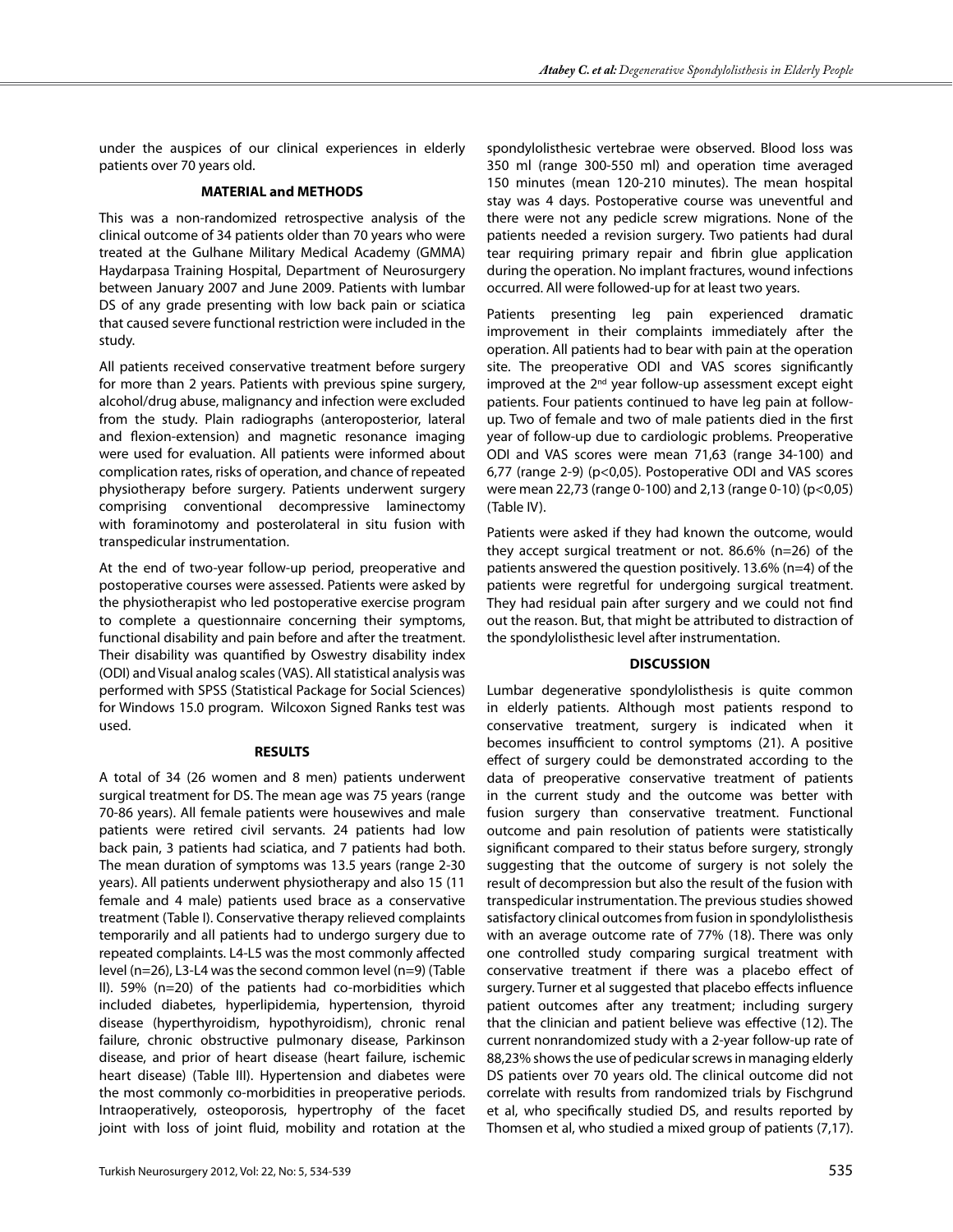under the auspices of our clinical experiences in elderly patients over 70 years old.

## MATERIAL and METHODS

This was a non-randomized retrospective analysis of the clinical outcome of 34 patients older than 70 years who were treated at the Gulhane Military Medical Academy (GMMA) Haydarpasa Training Hospital, Department of Neurosurgery between January 2007 and June 2009. Patients with lumbar DS of any grade presenting with low back pain or sciatica that caused severe functional restriction were included in the study.

All patients received conservative treatment before surgery for more than 2 years. Patients with previous spine surgery, alcohol/drug abuse, malignancy and infection were excluded from the study. Plain radiographs (anteroposterior, lateral and flexion-extension) and magnetic resonance imaging were used for evaluation. All patients were informed about complication rates, risks of operation, and chance of repeated physiotherapy before surgery. Patients underwent surgery comprising conventional decompressive laminectomy with foraminotomy and posterolateral in situ fusion with transpedicular instrumentation.

At the end of two-year follow-up period, preoperative and postoperative courses were assessed. Patients were asked by the physiotherapist who led postoperative exercise program to complete a questionnaire concerning their symptoms, functional disability and pain before and after the treatment. Their disability was quantified by Oswestry disability index (ODI) and Visual analog scales (VAS). All statistical analysis was performed with SPSS (Statistical Package for Social Sciences) for Windows 15.0 program. Wilcoxon Signed Ranks test was used.

## RESULTS

A total of 34 (26 women and 8 men) patients underwent surgical treatment for DS. The mean age was 75 years (range 70-86 years). All female patients were housewives and male patients were retired civil servants. 24 patients had low back pain, 3 patients had sciatica, and 7 patients had both. The mean duration of symptoms was 13.5 years (range 2-30 years). All patients underwent physiotherapy and also 15 (11 female and 4 male) patients used brace as a conservative treatment (Table I). Conservative therapy relieved complaints temporarily and all patients had to undergo surgery due to repeated complaints. L4-L5 was the most commonly affected level (n=26), L3-L4 was the second common level (n=9) (Table II). 59% (n=20) of the patients had co-morbidities which included diabetes, hyperlipidemia, hypertension, thyroid disease (hyperthyroidism, hypothyroidism), chronic renal failure, chronic obstructive pulmonary disease, Parkinson disease, and prior of heart disease (heart failure, ischemic heart disease) (Table III). Hypertension and diabetes were the most commonly co-morbidities in preoperative periods. Intraoperatively, osteoporosis, hypertrophy of the facet joint with loss of joint fluid, mobility and rotation at the spondylolisthesic vertebrae were observed. Blood loss was 350 ml (range 300-550 ml) and operation time averaged 150 minutes (mean 120-210 minutes). The mean hospital stay was 4 days. Postoperative course was uneventful and there were not any pedicle screw migrations. None of the patients needed a revision surgery. Two patients had dural tear requiring primary repair and fibrin glue application during the operation. No implant fractures, wound infections occurred. All were followed-up for at least two years.

Patients presenting leg pain experienced dramatic improvement in their complaints immediately after the operation. All patients had to bear with pain at the operation site. The preoperative ODI and VAS scores significantly improved at the 2nd year follow-up assessment except eight patients. Four patients continued to have leg pain at follow-up. Two of female and two of male patients died in the first year of follow-up due to cardiologic problems. Preoperative ODI and VAS scores were mean 71,63 (range 34-100) and 6,77 (range 2-9) ($p<0,05$). Postoperative ODI and VAS scores were mean 22,73 (range 0-100) and 2,13 (range 0-10) ($p<0,05$) (Table IV).

Patients were asked if they had known the outcome, would they accept surgical treatment or not. 86.6% (n=26) of the patients answered the question positively. 13.6% (n=4) of the patients were regretful for undergoing surgical treatment. They had residual pain after surgery and we could not find out the reason. But, that might be attributed to distraction of the spondylolisthesic level after instrumentation.

## DISCUSSION

Lumbar degenerative spondylolisthesis is quite common in elderly patients. Although most patients respond to conservative treatment, surgery is indicated when it becomes insufficient to control symptoms (21). A positive effect of surgery could be demonstrated according to the data of preoperative conservative treatment of patients in the current study and the outcome was better with fusion surgery than conservative treatment. Functional outcome and pain resolution of patients were statistically significant compared to their status before surgery, strongly suggesting that the outcome of surgery is not solely the result of decompression but also the result of the fusion with transpedicular instrumentation. The previous studies showed satisfactory clinical outcomes from fusion in spondylolisthesis with an average outcome rate of 77% (18). There was only one controlled study comparing surgical treatment with conservative treatment if there was a placebo effect of surgery. Turner et al suggested that placebo effects influence patient outcomes after any treatment; including surgery that the clinician and patient believe was effective (12). The current nonrandomized study with a 2-year follow-up rate of 88,23% shows the use of pedicular screws in managing elderly DS patients over 70 years old. The clinical outcome did not correlate with results from randomized trials by Fischgrund et al, who specifically studied DS, and results reported by Thomsen et al, who studied a mixed group of patients (7,17).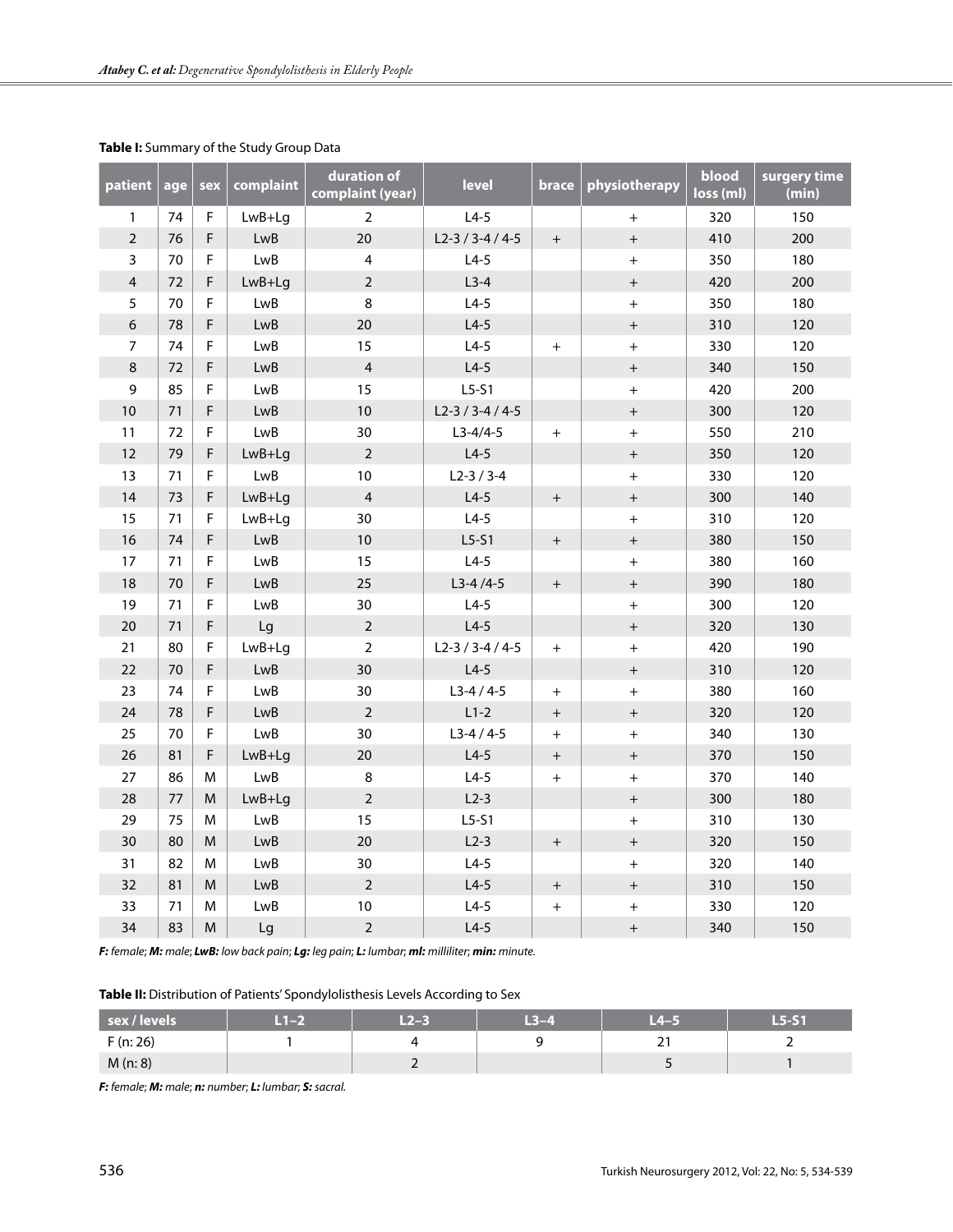**Table I:** Summary of the Study Group Data

| patient | age | sex | complaint | duration of complaint (year) | level | brace | physiotherapy | blood loss (ml) | surgery time (min) |
|---|---|---|---|---|---|---|---|---|---|
| 1 | 74 | F | LwB+Lg | 2 | L4-5 | | + | 320 | 150 |
| 2 | 76 | F | LwB | 20 | L2-3 / 3-4 / 4-5 | + | + | 410 | 200 |
| 3 | 70 | F | LwB | 4 | L4-5 | | + | 350 | 180 |
| 4 | 72 | F | LwB+Lg | 2 | L3-4 | | + | 420 | 200 |
| 5 | 70 | F | LwB | 8 | L4-5 | | + | 350 | 180 |
| 6 | 78 | F | LwB | 20 | L4-5 | | + | 310 | 120 |
| 7 | 74 | F | LwB | 15 | L4-5 | + | + | 330 | 120 |
| 8 | 72 | F | LwB | 4 | L4-5 | | + | 340 | 150 |
| 9 | 85 | F | LwB | 15 | L5-S1 | | + | 420 | 200 |
| 10 | 71 | F | LwB | 10 | L2-3 / 3-4 / 4-5 | | + | 300 | 120 |
| 11 | 72 | F | LwB | 30 | L3-4/4-5 | + | + | 550 | 210 |
| 12 | 79 | F | LwB+Lg | 2 | L4-5 | | + | 350 | 120 |
| 13 | 71 | F | LwB | 10 | L2-3 / 3-4 | | + | 330 | 120 |
| 14 | 73 | F | LwB+Lg | 4 | L4-5 | + | + | 300 | 140 |
| 15 | 71 | F | LwB+Lg | 30 | L4-5 | | + | 310 | 120 |
| 16 | 74 | F | LwB | 10 | L5-S1 | + | + | 380 | 150 |
| 17 | 71 | F | LwB | 15 | L4-5 | | + | 380 | 160 |
| 18 | 70 | F | LwB | 25 | L3-4 /4-5 | + | + | 390 | 180 |
| 19 | 71 | F | LwB | 30 | L4-5 | | + | 300 | 120 |
| 20 | 71 | F | Lg | 2 | L4-5 | | + | 320 | 130 |
| 21 | 80 | F | LwB+Lg | 2 | L2-3 / 3-4 / 4-5 | + | + | 420 | 190 |
| 22 | 70 | F | LwB | 30 | L4-5 | | + | 310 | 120 |
| 23 | 74 | F | LwB | 30 | L3-4 / 4-5 | + | + | 380 | 160 |
| 24 | 78 | F | LwB | 2 | L1-2 | + | + | 320 | 120 |
| 25 | 70 | F | LwB | 30 | L3-4 / 4-5 | + | + | 340 | 130 |
| 26 | 81 | F | LwB+Lg | 20 | L4-5 | + | + | 370 | 150 |
| 27 | 86 | M | LwB | 8 | L4-5 | + | + | 370 | 140 |
| 28 | 77 | M | LwB+Lg | 2 | L2-3 | | + | 300 | 180 |
| 29 | 75 | M | LwB | 15 | L5-S1 | | + | 310 | 130 |
| 30 | 80 | M | LwB | 20 | L2-3 | + | + | 320 | 150 |
| 31 | 82 | M | LwB | 30 | L4-5 | | + | 320 | 140 |
| 32 | 81 | M | LwB | 2 | L4-5 | + | + | 310 | 150 |
| 33 | 71 | M | LwB | 10 | L4-5 | + | + | 330 | 120 |
| 34 | 83 | M | Lg | 2 | L4-5 | | + | 340 | 150 |

***F:** female; **M:** male; **LwB:** low back pain; **Lg:** leg pain; **L:** lumbar; **ml:** milliliter; **min:** minute.*

**Table II:** Distribution of Patients' Spondylolisthesis Levels According to Sex

| sex / levels | L1–2 | L2–3 | L3–4 | L4–5 | L5-S1 |
|---|---|---|---|---|---|
| F (n: 26) | 1 | 4 | 9 | 21 | 2 |
| M (n: 8) | | 2 | | 5 | 1 |

***F:** female; **M:** male; **n:** number; **L:** lumbar; **S:** sacral.*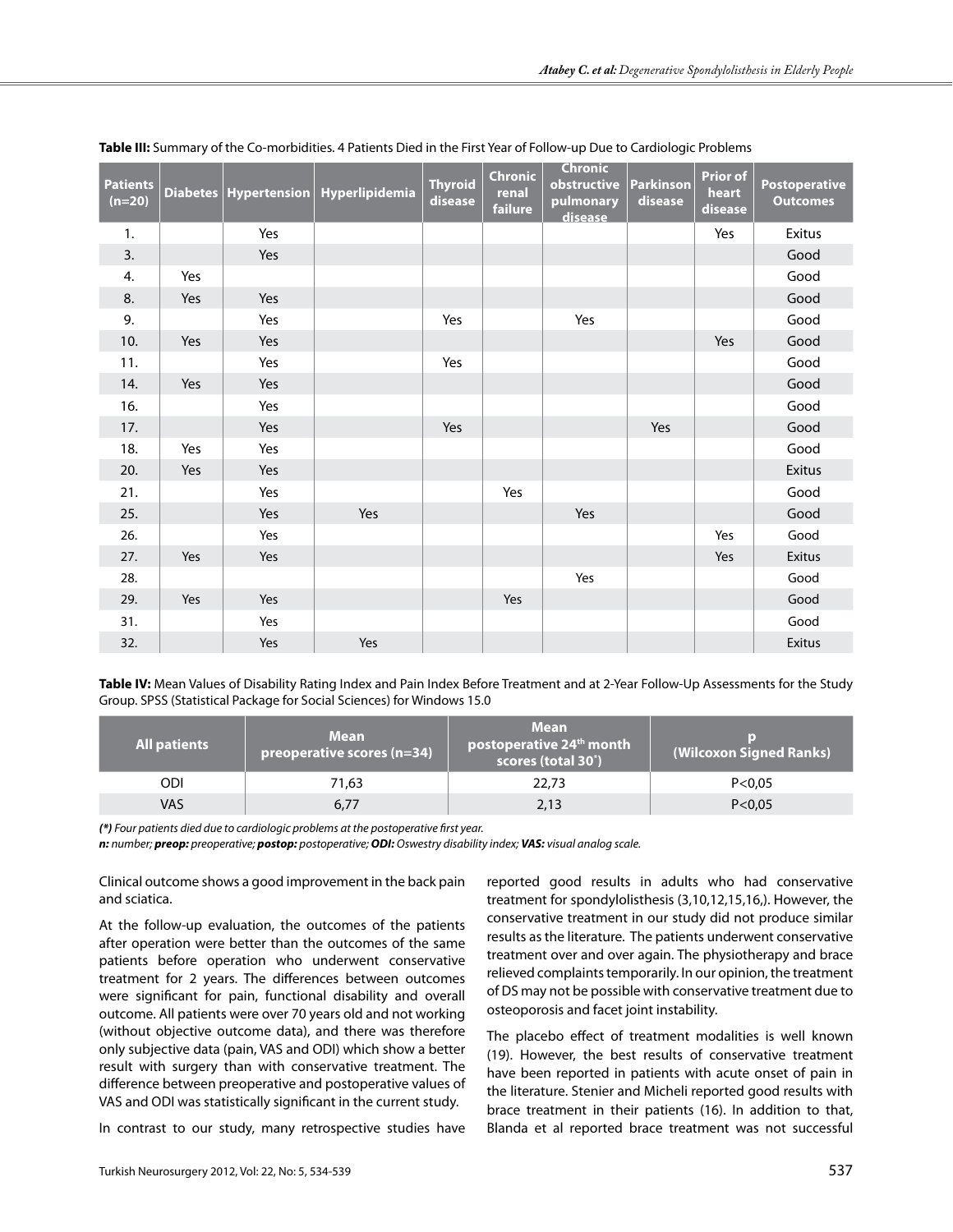**Table III:** Summary of the Co-morbidities. 4 Patients Died in the First Year of Follow-up Due to Cardiologic Problems

| Patients (n=20) | Diabetes | Hypertension | Hyperlipidemia | Thyroid disease | Chronic renal failure | Chronic obstructive pulmonary disease | Parkinson disease | Prior of heart disease | Postoperative Outcomes |
|---|---|---|---|---|---|---|---|---|---|
| 1. | | Yes | | | | | | Yes | Exitus |
| 3. | | Yes | | | | | | | Good |
| 4. | Yes | | | | | | | | Good |
| 8. | Yes | Yes | | | | | | | Good |
| 9. | | Yes | | Yes | | Yes | | | Good |
| 10. | Yes | Yes | | | | | | Yes | Good |
| 11. | | Yes | | Yes | | | | | Good |
| 14. | Yes | Yes | | | | | | | Good |
| 16. | | Yes | | | | | | | Good |
| 17. | | Yes | | Yes | | | Yes | | Good |
| 18. | Yes | Yes | | | | | | | Good |
| 20. | Yes | Yes | | | | | | | Exitus |
| 21. | | Yes | | | Yes | | | | Good |
| 25. | | Yes | Yes | | | Yes | | | Good |
| 26. | | Yes | | | | | | Yes | Good |
| 27. | Yes | Yes | | | | | | Yes | Exitus |
| 28. | | | | | | Yes | | | Good |
| 29. | Yes | Yes | | | Yes | | | | Good |
| 31. | | Yes | | | | | | | Good |
| 32. | | Yes | Yes | | | | | | Exitus |

**Table IV:** Mean Values of Disability Rating Index and Pain Index Before Treatment and at 2-Year Follow-Up Assessments for the Study Group. SPSS (Statistical Package for Social Sciences) for Windows 15.0

| All patients | Mean preoperative scores (n=34) | Mean postoperative 24th month scores (total 30*) | p (Wilcoxon Signed Ranks) |
|---|---|---|---|
| ODI | 71,63 | 22,73 | P<0,05 |
| VAS | 6,77 | 2,13 | P<0,05 |

***(*)** Four patients died due to cardiologic problems at the postoperative first year.*
***n:** number; **preop:** preoperative; **postop:** postoperative; **ODI:** Oswestry disability index; **VAS:** visual analog scale.*

Clinical outcome shows a good improvement in the back pain and sciatica.

At the follow-up evaluation, the outcomes of the patients after operation were better than the outcomes of the same patients before operation who underwent conservative treatment for 2 years. The differences between outcomes were significant for pain, functional disability and overall outcome. All patients were over 70 years old and not working (without objective outcome data), and there was therefore only subjective data (pain, VAS and ODI) which show a better result with surgery than with conservative treatment. The difference between preoperative and postoperative values of VAS and ODI was statistically significant in the current study.

In contrast to our study, many retrospective studies have reported good results in adults who had conservative treatment for spondylolisthesis (3,10,12,15,16,). However, the conservative treatment in our study did not produce similar results as the literature. The patients underwent conservative treatment over and over again. The physiotherapy and brace relieved complaints temporarily. In our opinion, the treatment of DS may not be possible with conservative treatment due to osteoporosis and facet joint instability.

The placebo effect of treatment modalities is well known (19). However, the best results of conservative treatment have been reported in patients with acute onset of pain in the literature. Stenier and Micheli reported good results with brace treatment in their patients (16). In addition to that, Blanda et al reported brace treatment was not successful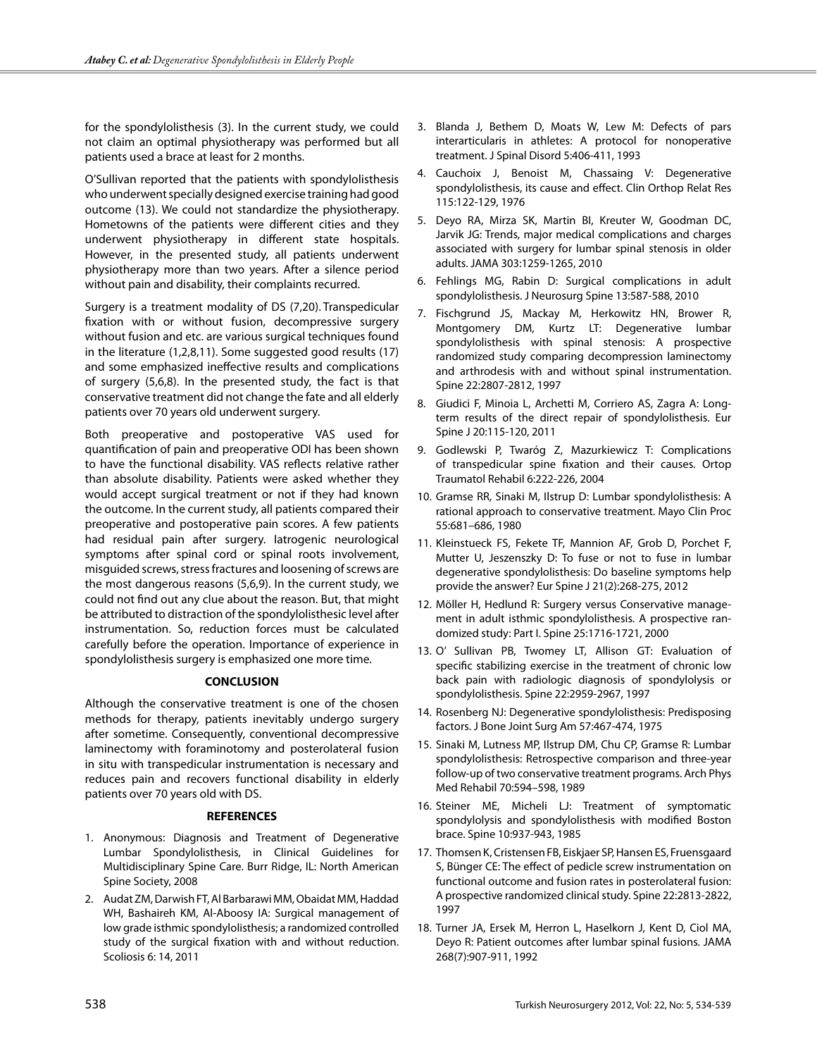for the spondylolisthesis (3). In the current study, we could not claim an optimal physiotherapy was performed but all patients used a brace at least for 2 months.

O'Sullivan reported that the patients with spondylolisthesis who underwent specially designed exercise training had good outcome (13). We could not standardize the physiotherapy. Hometowns of the patients were different cities and they underwent physiotherapy in different state hospitals. However, in the presented study, all patients underwent physiotherapy more than two years. After a silence period without pain and disability, their complaints recurred.

Surgery is a treatment modality of DS (7,20). Transpedicular fixation with or without fusion, decompressive surgery without fusion and etc. are various surgical techniques found in the literature (1,2,8,11). Some suggested good results (17) and some emphasized ineffective results and complications of surgery (5,6,8). In the presented study, the fact is that conservative treatment did not change the fate and all elderly patients over 70 years old underwent surgery.

Both preoperative and postoperative VAS used for quantification of pain and preoperative ODI has been shown to have the functional disability. VAS reflects relative rather than absolute disability. Patients were asked whether they would accept surgical treatment or not if they had known the outcome. In the current study, all patients compared their preoperative and postoperative pain scores. A few patients had residual pain after surgery. Iatrogenic neurological symptoms after spinal cord or spinal roots involvement, misguided screws, stress fractures and loosening of screws are the most dangerous reasons (5,6,9). In the current study, we could not find out any clue about the reason. But, that might be attributed to distraction of the spondylolisthesic level after instrumentation. So, reduction forces must be calculated carefully before the operation. Importance of experience in spondylolisthesis surgery is emphasized one more time.

## CONCLUSION

Although the conservative treatment is one of the chosen methods for therapy, patients inevitably undergo surgery after sometime. Consequently, conventional decompressive laminectomy with foraminotomy and posterolateral fusion in situ with transpedicular instrumentation is necessary and reduces pain and recovers functional disability in elderly patients over 70 years old with DS.

## REFERENCES

1. Anonymous: Diagnosis and Treatment of Degenerative Lumbar Spondylolisthesis, in Clinical Guidelines for Multidisciplinary Spine Care. Burr Ridge, IL: North American Spine Society, 2008
2. Audat ZM, Darwish FT, Al Barbarawi MM, Obaidat MM, Haddad WH, Bashaireh KM, Al-Aboosy IA: Surgical management of low grade isthmic spondylolisthesis; a randomized controlled study of the surgical fixation with and without reduction. Scoliosis 6: 14, 2011
3. Blanda J, Bethem D, Moats W, Lew M: Defects of pars interarticularis in athletes: A protocol for nonoperative treatment. J Spinal Disord 5:406-411, 1993
4. Cauchoix J, Benoist M, Chassaing V: Degenerative spondylolisthesis, its cause and effect. Clin Orthop Relat Res 115:122-129, 1976
5. Deyo RA, Mirza SK, Martin BI, Kreuter W, Goodman DC, Jarvik JG: Trends, major medical complications and charges associated with surgery for lumbar spinal stenosis in older adults. JAMA 303:1259-1265, 2010
6. Fehlings MG, Rabin D: Surgical complications in adult spondylolisthesis. J Neurosurg Spine 13:587-588, 2010
7. Fischgrund JS, Mackay M, Herkowitz HN, Brower R, Montgomery DM, Kurtz LT: Degenerative lumbar spondylolisthesis with spinal stenosis: A prospective randomized study comparing decompression laminectomy and arthrodesis with and without spinal instrumentation. Spine 22:2807-2812, 1997
8. Giudici F, Minoia L, Archetti M, Corriero AS, Zagra A: Long-term results of the direct repair of spondylolisthesis. Eur Spine J 20:115-120, 2011
9. Godlewski P, Twaróg Z, Mazurkiewicz T: Complications of transpedicular spine fixation and their causes. Ortop Traumatol Rehabil 6:222-226, 2004
10. Gramse RR, Sinaki M, Ilstrup D: Lumbar spondylolisthesis: A rational approach to conservative treatment. Mayo Clin Proc 55:681–686, 1980
11. Kleinstueck FS, Fekete TF, Mannion AF, Grob D, Porchet F, Mutter U, Jeszenszky D: To fuse or not to fuse in lumbar degenerative spondylolisthesis: Do baseline symptoms help provide the answer? Eur Spine J 21(2):268-275, 2012
12. Möller H, Hedlund R: Surgery versus Conservative management in adult isthmic spondylolisthesis. A prospective randomized study: Part I. Spine 25:1716-1721, 2000
13. O' Sullivan PB, Twomey LT, Allison GT: Evaluation of specific stabilizing exercise in the treatment of chronic low back pain with radiologic diagnosis of spondylolysis or spondylolisthesis. Spine 22:2959-2967, 1997
14. Rosenberg NJ: Degenerative spondylolisthesis: Predisposing factors. J Bone Joint Surg Am 57:467-474, 1975
15. Sinaki M, Lutness MP, Ilstrup DM, Chu CP, Gramse R: Lumbar spondylolisthesis: Retrospective comparison and three-year follow-up of two conservative treatment programs. Arch Phys Med Rehabil 70:594–598, 1989
16. Steiner ME, Micheli LJ: Treatment of symptomatic spondylolysis and spondylolisthesis with modified Boston brace. Spine 10:937-943, 1985
17. Thomsen K, Cristensen FB, Eiskjaer SP, Hansen ES, Fruensgaard S, Bünger CE: The effect of pedicle screw instrumentation on functional outcome and fusion rates in posterolateral fusion: A prospective randomized clinical study. Spine 22:2813-2822, 1997
18. Turner JA, Ersek M, Herron L, Haselkorn J, Kent D, Ciol MA, Deyo R: Patient outcomes after lumbar spinal fusions. JAMA 268(7):907-911, 1992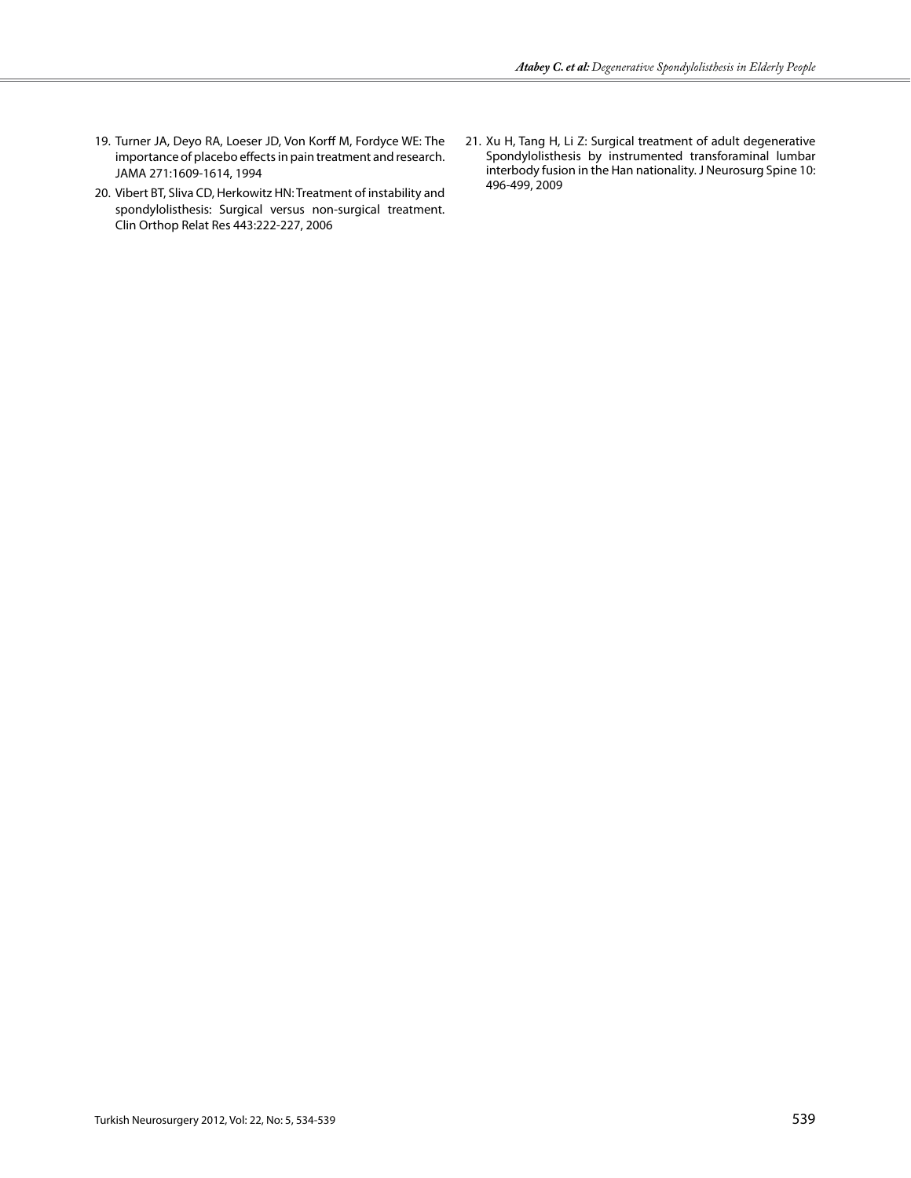19. Turner JA, Deyo RA, Loeser JD, Von Korff M, Fordyce WE: The importance of placebo effects in pain treatment and research. JAMA 271:1609-1614, 1994
20. Vibert BT, Sliva CD, Herkowitz HN: Treatment of instability and spondylolisthesis: Surgical versus non-surgical treatment. Clin Orthop Relat Res 443:222-227, 2006
21. Xu H, Tang H, Li Z: Surgical treatment of adult degenerative Spondylolisthesis by instrumented transforaminal lumbar interbody fusion in the Han nationality. J Neurosurg Spine 10: 496-499, 2009